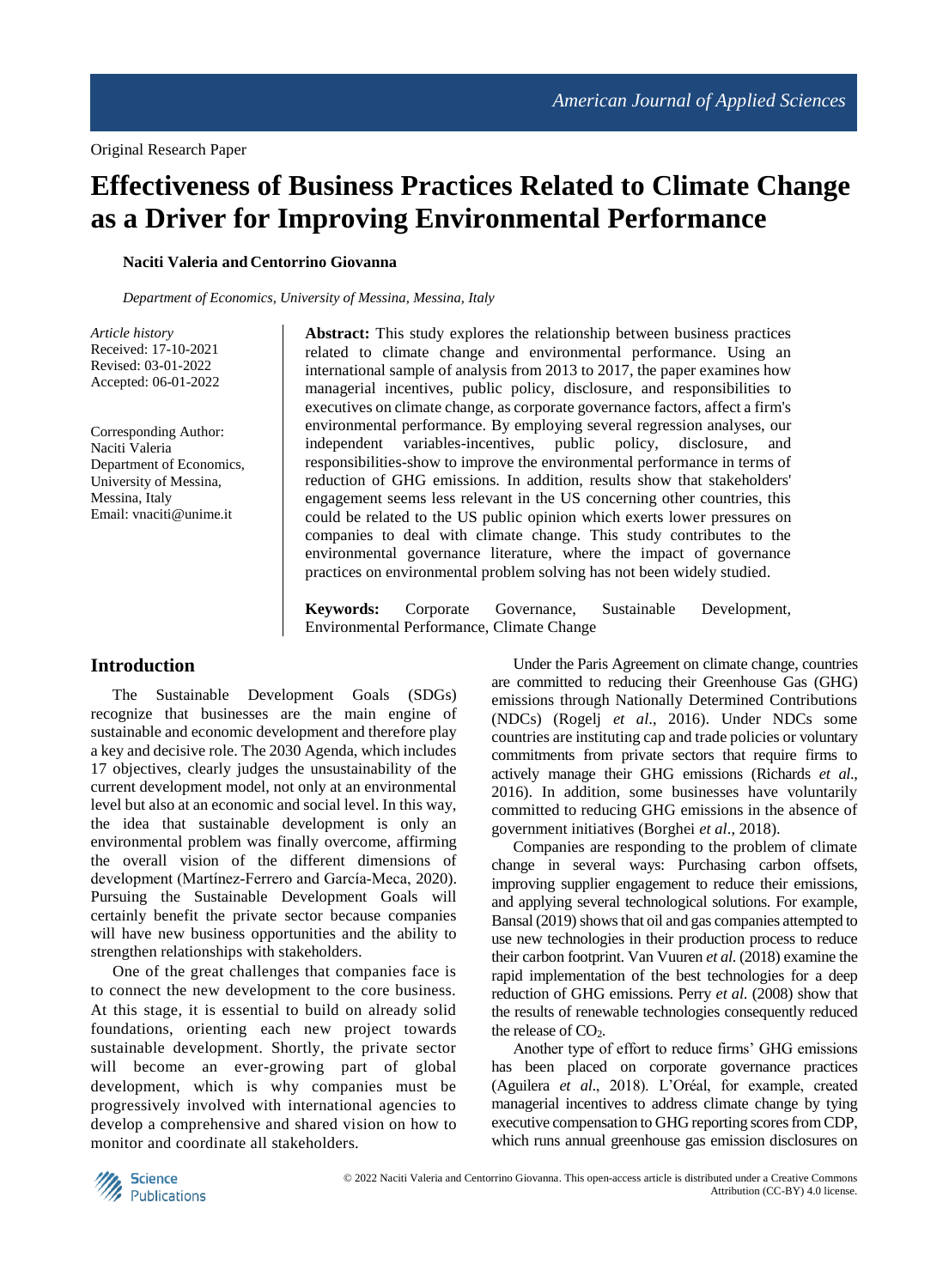Original Research Paper

# Effectiveness of Business Practices Related to Climate Change as a Driver for Improving Environmental Performance

**Naciti Valeria and Centorrino Giovanna**

*Department of Economics, University of Messina, Messina, Italy*

*Article history*
Received: 17-10-2021
Revised: 03-01-2022
Accepted: 06-01-2022

Corresponding Author:
Naciti Valeria
Department of Economics,
University of Messina,
Messina, Italy
Email: vnaciti@unime.it

**Abstract:** This study explores the relationship between business practices related to climate change and environmental performance. Using an international sample of analysis from 2013 to 2017, the paper examines how managerial incentives, public policy, disclosure, and responsibilities to executives on climate change, as corporate governance factors, affect a firm's environmental performance. By employing several regression analyses, our independent variables-incentives, public policy, disclosure, and responsibilities-show to improve the environmental performance in terms of reduction of GHG emissions. In addition, results show that stakeholders' engagement seems less relevant in the US concerning other countries, this could be related to the US public opinion which exerts lower pressures on companies to deal with climate change. This study contributes to the environmental governance literature, where the impact of governance practices on environmental problem solving has not been widely studied.

**Keywords:** Corporate Governance, Sustainable Development, Environmental Performance, Climate Change

## Introduction

The Sustainable Development Goals (SDGs) recognize that businesses are the main engine of sustainable and economic development and therefore play a key and decisive role. The 2030 Agenda, which includes 17 objectives, clearly judges the unsustainability of the current development model, not only at an environmental level but also at an economic and social level. In this way, the idea that sustainable development is only an environmental problem was finally overcome, affirming the overall vision of the different dimensions of development (Martínez-Ferrero and García-Meca, 2020). Pursuing the Sustainable Development Goals will certainly benefit the private sector because companies will have new business opportunities and the ability to strengthen relationships with stakeholders.

One of the great challenges that companies face is to connect the new development to the core business. At this stage, it is essential to build on already solid foundations, orienting each new project towards sustainable development. Shortly, the private sector will become an ever-growing part of global development, which is why companies must be progressively involved with international agencies to develop a comprehensive and shared vision on how to monitor and coordinate all stakeholders.

Under the Paris Agreement on climate change, countries are committed to reducing their Greenhouse Gas (GHG) emissions through Nationally Determined Contributions (NDCs) (Rogelj *et al*., 2016). Under NDCs some countries are instituting cap and trade policies or voluntary commitments from private sectors that require firms to actively manage their GHG emissions (Richards *et al*., 2016). In addition, some businesses have voluntarily committed to reducing GHG emissions in the absence of government initiatives (Borghei *et al*., 2018).

Companies are responding to the problem of climate change in several ways: Purchasing carbon offsets, improving supplier engagement to reduce their emissions, and applying several technological solutions. For example, Bansal (2019) shows that oil and gas companies attempted to use new technologies in their production process to reduce their carbon footprint. Van Vuuren *et al.* (2018) examine the rapid implementation of the best technologies for a deep reduction of GHG emissions. Perry *et al.* (2008) show that the results of renewable technologies consequently reduced the release of $CO_2$.

Another type of effort to reduce firms' GHG emissions has been placed on corporate governance practices (Aguilera *et al*., 2018). L'Oréal, for example, created managerial incentives to address climate change by tying executive compensation to GHG reporting scores from CDP, which runs annual greenhouse gas emission disclosures on

© 2022 Naciti Valeria and Centorrino Giovanna. This open-access article is distributed under a Creative Commons Attribution (CC-BY) 4.0 license.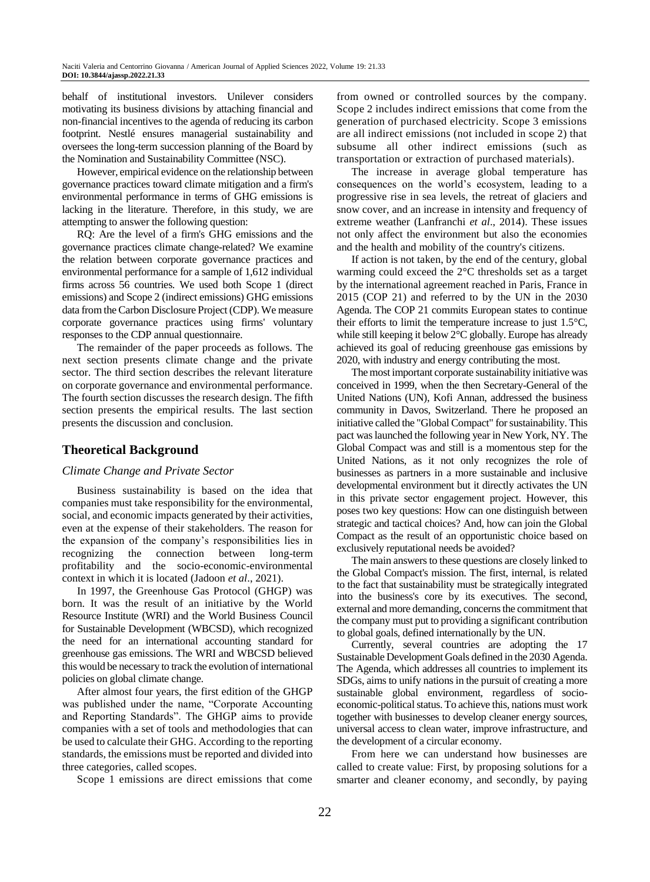behalf of institutional investors. Unilever considers motivating its business divisions by attaching financial and non-financial incentives to the agenda of reducing its carbon footprint. Nestlé ensures managerial sustainability and oversees the long-term succession planning of the Board by the Nomination and Sustainability Committee (NSC).

However, empirical evidence on the relationship between governance practices toward climate mitigation and a firm's environmental performance in terms of GHG emissions is lacking in the literature. Therefore, in this study, we are attempting to answer the following question:

RQ: Are the level of a firm's GHG emissions and the governance practices climate change-related? We examine the relation between corporate governance practices and environmental performance for a sample of 1,612 individual firms across 56 countries. We used both Scope 1 (direct emissions) and Scope 2 (indirect emissions) GHG emissions data from the Carbon Disclosure Project (CDP). We measure corporate governance practices using firms' voluntary responses to the CDP annual questionnaire.

The remainder of the paper proceeds as follows. The next section presents climate change and the private sector. The third section describes the relevant literature on corporate governance and environmental performance. The fourth section discusses the research design. The fifth section presents the empirical results. The last section presents the discussion and conclusion.

## Theoretical Background

### *Climate Change and Private Sector*

Business sustainability is based on the idea that companies must take responsibility for the environmental, social, and economic impacts generated by their activities, even at the expense of their stakeholders. The reason for the expansion of the company's responsibilities lies in recognizing the connection between long-term profitability and the socio-economic-environmental context in which it is located (Jadoon *et al*., 2021).

In 1997, the Greenhouse Gas Protocol (GHGP) was born. It was the result of an initiative by the World Resource Institute (WRI) and the World Business Council for Sustainable Development (WBCSD), which recognized the need for an international accounting standard for greenhouse gas emissions. The WRI and WBCSD believed this would be necessary to track the evolution of international policies on global climate change.

After almost four years, the first edition of the GHGP was published under the name, "Corporate Accounting and Reporting Standards". The GHGP aims to provide companies with a set of tools and methodologies that can be used to calculate their GHG. According to the reporting standards, the emissions must be reported and divided into three categories, called scopes.

Scope 1 emissions are direct emissions that come from owned or controlled sources by the company. Scope 2 includes indirect emissions that come from the generation of purchased electricity. Scope 3 emissions are all indirect emissions (not included in scope 2) that subsume all other indirect emissions (such as transportation or extraction of purchased materials).

The increase in average global temperature has consequences on the world's ecosystem, leading to a progressive rise in sea levels, the retreat of glaciers and snow cover, and an increase in intensity and frequency of extreme weather (Lanfranchi *et al*., 2014). These issues not only affect the environment but also the economies and the health and mobility of the country's citizens.

If action is not taken, by the end of the century, global warming could exceed the 2°C thresholds set as a target by the international agreement reached in Paris, France in 2015 (COP 21) and referred to by the UN in the 2030 Agenda. The COP 21 commits European states to continue their efforts to limit the temperature increase to just 1.5°C, while still keeping it below 2°C globally. Europe has already achieved its goal of reducing greenhouse gas emissions by 2020, with industry and energy contributing the most.

The most important corporate sustainability initiative was conceived in 1999, when the then Secretary-General of the United Nations (UN), Kofi Annan, addressed the business community in Davos, Switzerland. There he proposed an initiative called the "Global Compact" for sustainability. This pact was launched the following year in New York, NY. The Global Compact was and still is a momentous step for the United Nations, as it not only recognizes the role of businesses as partners in a more sustainable and inclusive developmental environment but it directly activates the UN in this private sector engagement project. However, this poses two key questions: How can one distinguish between strategic and tactical choices? And, how can join the Global Compact as the result of an opportunistic choice based on exclusively reputational needs be avoided?

The main answers to these questions are closely linked to the Global Compact's mission. The first, internal, is related to the fact that sustainability must be strategically integrated into the business's core by its executives. The second, external and more demanding, concerns the commitment that the company must put to providing a significant contribution to global goals, defined internationally by the UN.

Currently, several countries are adopting the 17 Sustainable Development Goals defined in the 2030 Agenda. The Agenda, which addresses all countries to implement its SDGs, aims to unify nations in the pursuit of creating a more sustainable global environment, regardless of socio-economic-political status. To achieve this, nations must work together with businesses to develop cleaner energy sources, universal access to clean water, improve infrastructure, and the development of a circular economy.

From here we can understand how businesses are called to create value: First, by proposing solutions for a smarter and cleaner economy, and secondly, by paying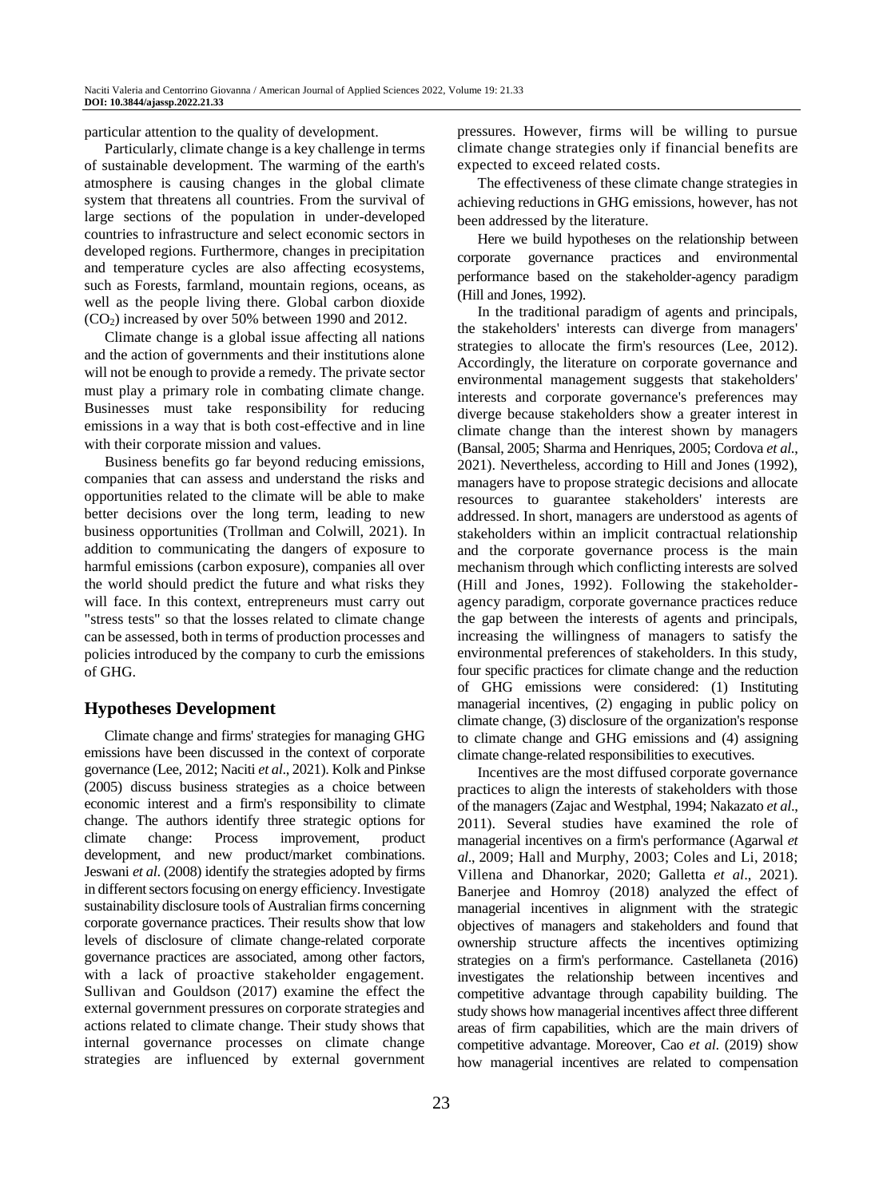particular attention to the quality of development.

Particularly, climate change is a key challenge in terms of sustainable development. The warming of the earth's atmosphere is causing changes in the global climate system that threatens all countries. From the survival of large sections of the population in under-developed countries to infrastructure and select economic sectors in developed regions. Furthermore, changes in precipitation and temperature cycles are also affecting ecosystems, such as Forests, farmland, mountain regions, oceans, as well as the people living there. Global carbon dioxide ($CO_2$) increased by over 50% between 1990 and 2012.

Climate change is a global issue affecting all nations and the action of governments and their institutions alone will not be enough to provide a remedy. The private sector must play a primary role in combating climate change. Businesses must take responsibility for reducing emissions in a way that is both cost-effective and in line with their corporate mission and values.

Business benefits go far beyond reducing emissions, companies that can assess and understand the risks and opportunities related to the climate will be able to make better decisions over the long term, leading to new business opportunities (Trollman and Colwill, 2021). In addition to communicating the dangers of exposure to harmful emissions (carbon exposure), companies all over the world should predict the future and what risks they will face. In this context, entrepreneurs must carry out "stress tests" so that the losses related to climate change can be assessed, both in terms of production processes and policies introduced by the company to curb the emissions of GHG.

## Hypotheses Development

Climate change and firms' strategies for managing GHG emissions have been discussed in the context of corporate governance (Lee, 2012; Naciti *et al*., 2021). Kolk and Pinkse (2005) discuss business strategies as a choice between economic interest and a firm's responsibility to climate change. The authors identify three strategic options for climate change: Process improvement, product development, and new product/market combinations. Jeswani *et al*. (2008) identify the strategies adopted by firms in different sectors focusing on energy efficiency. Investigate sustainability disclosure tools of Australian firms concerning corporate governance practices. Their results show that low levels of disclosure of climate change-related corporate governance practices are associated, among other factors, with a lack of proactive stakeholder engagement. Sullivan and Gouldson (2017) examine the effect the external government pressures on corporate strategies and actions related to climate change. Their study shows that internal governance processes on climate change strategies are influenced by external government pressures. However, firms will be willing to pursue climate change strategies only if financial benefits are expected to exceed related costs.

The effectiveness of these climate change strategies in achieving reductions in GHG emissions, however, has not been addressed by the literature.

Here we build hypotheses on the relationship between corporate governance practices and environmental performance based on the stakeholder-agency paradigm (Hill and Jones, 1992).

In the traditional paradigm of agents and principals, the stakeholders' interests can diverge from managers' strategies to allocate the firm's resources (Lee, 2012). Accordingly, the literature on corporate governance and environmental management suggests that stakeholders' interests and corporate governance's preferences may diverge because stakeholders show a greater interest in climate change than the interest shown by managers (Bansal, 2005; Sharma and Henriques, 2005; Cordova *et al*., 2021). Nevertheless, according to Hill and Jones (1992), managers have to propose strategic decisions and allocate resources to guarantee stakeholders' interests are addressed. In short, managers are understood as agents of stakeholders within an implicit contractual relationship and the corporate governance process is the main mechanism through which conflicting interests are solved (Hill and Jones, 1992). Following the stakeholder-agency paradigm, corporate governance practices reduce the gap between the interests of agents and principals, increasing the willingness of managers to satisfy the environmental preferences of stakeholders. In this study, four specific practices for climate change and the reduction of GHG emissions were considered: (1) Instituting managerial incentives, (2) engaging in public policy on climate change, (3) disclosure of the organization's response to climate change and GHG emissions and (4) assigning climate change-related responsibilities to executives.

Incentives are the most diffused corporate governance practices to align the interests of stakeholders with those of the managers (Zajac and Westphal, 1994; Nakazato *et al*., 2011). Several studies have examined the role of managerial incentives on a firm's performance (Agarwal *et al*., 2009; Hall and Murphy, 2003; Coles and Li, 2018; Villena and Dhanorkar, 2020; Galletta *et al*., 2021). Banerjee and Homroy (2018) analyzed the effect of managerial incentives in alignment with the strategic objectives of managers and stakeholders and found that ownership structure affects the incentives optimizing strategies on a firm's performance. Castellaneta (2016) investigates the relationship between incentives and competitive advantage through capability building. The study shows how managerial incentives affect three different areas of firm capabilities, which are the main drivers of competitive advantage. Moreover, Cao *et al*. (2019) show how managerial incentives are related to compensation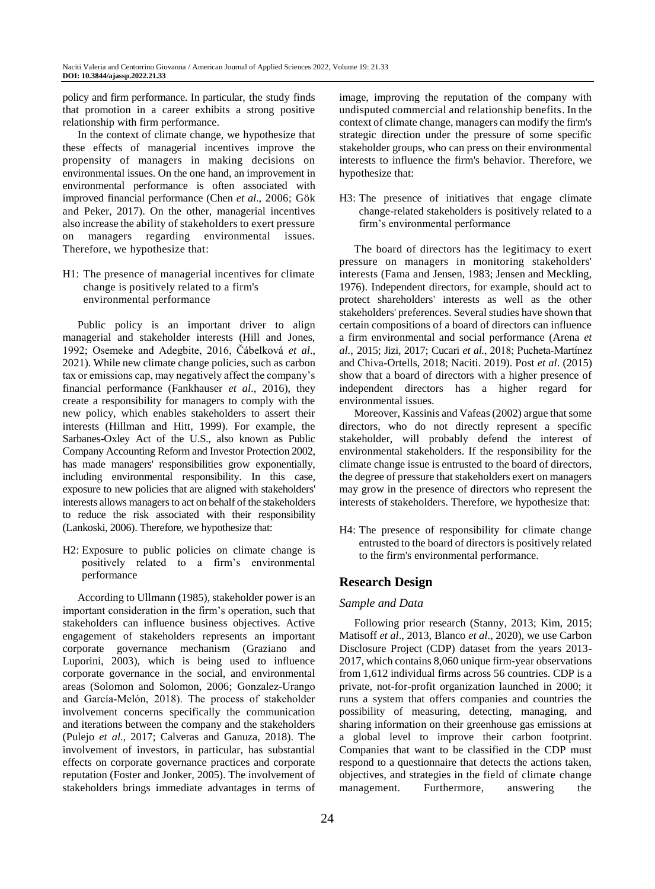policy and firm performance. In particular, the study finds that promotion in a career exhibits a strong positive relationship with firm performance.

In the context of climate change, we hypothesize that these effects of managerial incentives improve the propensity of managers in making decisions on environmental issues. On the one hand, an improvement in environmental performance is often associated with improved financial performance (Chen *et al*., 2006; Gök and Peker, 2017). On the other, managerial incentives also increase the ability of stakeholders to exert pressure on managers regarding environmental issues. Therefore, we hypothesize that:

H1: The presence of managerial incentives for climate change is positively related to a firm's environmental performance

Public policy is an important driver to align managerial and stakeholder interests (Hill and Jones, 1992; Osemeke and Adegbite, 2016, Čábelková *et al*., 2021). While new climate change policies, such as carbon tax or emissions cap, may negatively affect the company's financial performance (Fankhauser *et al*., 2016), they create a responsibility for managers to comply with the new policy, which enables stakeholders to assert their interests (Hillman and Hitt, 1999). For example, the Sarbanes-Oxley Act of the U.S., also known as Public Company Accounting Reform and Investor Protection 2002, has made managers' responsibilities grow exponentially, including environmental responsibility. In this case, exposure to new policies that are aligned with stakeholders' interests allows managers to act on behalf of the stakeholders to reduce the risk associated with their responsibility (Lankoski, 2006). Therefore, we hypothesize that:

H2: Exposure to public policies on climate change is positively related to a firm's environmental performance

According to Ullmann (1985), stakeholder power is an important consideration in the firm's operation, such that stakeholders can influence business objectives. Active engagement of stakeholders represents an important corporate governance mechanism (Graziano and Luporini, 2003), which is being used to influence corporate governance in the social, and environmental areas (Solomon and Solomon, 2006; Gonzalez-Urango and García-Melón, 2018). The process of stakeholder involvement concerns specifically the communication and iterations between the company and the stakeholders (Pulejo *et al*., 2017; Calveras and Ganuza, 2018). The involvement of investors, in particular, has substantial effects on corporate governance practices and corporate reputation (Foster and Jonker, 2005). The involvement of stakeholders brings immediate advantages in terms of image, improving the reputation of the company with undisputed commercial and relationship benefits. In the context of climate change, managers can modify the firm's strategic direction under the pressure of some specific stakeholder groups, who can press on their environmental interests to influence the firm's behavior. Therefore, we hypothesize that:

H3: The presence of initiatives that engage climate change-related stakeholders is positively related to a firm's environmental performance

The board of directors has the legitimacy to exert pressure on managers in monitoring stakeholders' interests (Fama and Jensen, 1983; Jensen and Meckling, 1976). Independent directors, for example, should act to protect shareholders' interests as well as the other stakeholders' preferences. Several studies have shown that certain compositions of a board of directors can influence a firm environmental and social performance (Arena *et al*., 2015; Jizi, 2017; Cucari *et al.*, 2018; Pucheta-Martínez and Chiva-Ortells, 2018; Naciti. 2019). Post *et al*. (2015) show that a board of directors with a higher presence of independent directors has a higher regard for environmental issues.

Moreover, Kassinis and Vafeas (2002) argue that some directors, who do not directly represent a specific stakeholder, will probably defend the interest of environmental stakeholders. If the responsibility for the climate change issue is entrusted to the board of directors, the degree of pressure that stakeholders exert on managers may grow in the presence of directors who represent the interests of stakeholders. Therefore, we hypothesize that:

H4: The presence of responsibility for climate change entrusted to the board of directors is positively related to the firm's environmental performance.

## Research Design

### Sample and Data

Following prior research (Stanny, 2013; Kim, 2015; Matisoff *et al*., 2013, Blanco *et al*., 2020), we use Carbon Disclosure Project (CDP) dataset from the years 2013-2017, which contains 8,060 unique firm-year observations from 1,612 individual firms across 56 countries. CDP is a private, not-for-profit organization launched in 2000; it runs a system that offers companies and countries the possibility of measuring, detecting, managing, and sharing information on their greenhouse gas emissions at a global level to improve their carbon footprint. Companies that want to be classified in the CDP must respond to a questionnaire that detects the actions taken, objectives, and strategies in the field of climate change management. Furthermore, answering the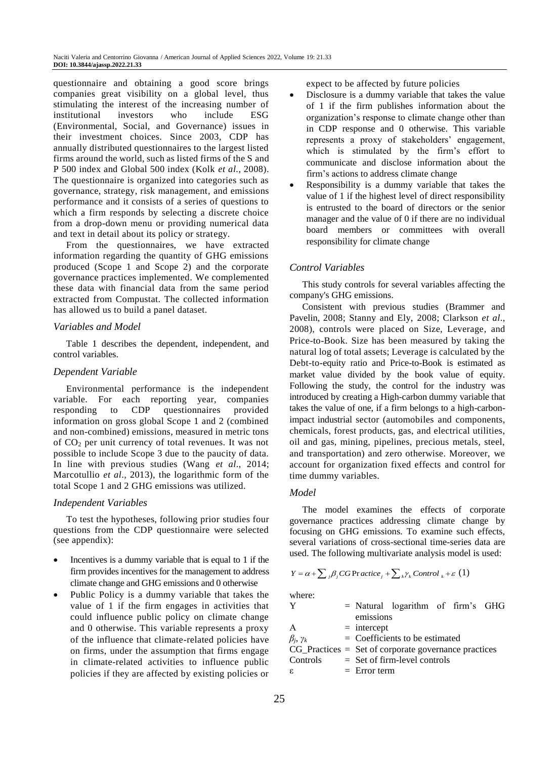questionnaire and obtaining a good score brings companies great visibility on a global level, thus stimulating the interest of the increasing number of institutional investors who include ESG (Environmental, Social, and Governance) issues in their investment choices. Since 2003, CDP has annually distributed questionnaires to the largest listed firms around the world, such as listed firms of the S and P 500 index and Global 500 index (Kolk *et al*., 2008). The questionnaire is organized into categories such as governance, strategy, risk management, and emissions performance and it consists of a series of questions to which a firm responds by selecting a discrete choice from a drop-down menu or providing numerical data and text in detail about its policy or strategy.

From the questionnaires, we have extracted information regarding the quantity of GHG emissions produced (Scope 1 and Scope 2) and the corporate governance practices implemented. We complemented these data with financial data from the same period extracted from Compustat. The collected information has allowed us to build a panel dataset.

### *Variables and Model*

Table 1 describes the dependent, independent, and control variables.

### *Dependent Variable*

Environmental performance is the independent variable. For each reporting year, companies responding to CDP questionnaires provided information on gross global Scope 1 and 2 (combined and non-combined) emissions, measured in metric tons of $CO_2$ per unit currency of total revenues. It was not possible to include Scope 3 due to the paucity of data. In line with previous studies (Wang *et al*., 2014; Marcotullio *et al*., 2013), the logarithmic form of the total Scope 1 and 2 GHG emissions was utilized.

### *Independent Variables*

To test the hypotheses, following prior studies four questions from the CDP questionnaire were selected (see appendix):

- Incentives is a dummy variable that is equal to 1 if the firm provides incentives for the management to address climate change and GHG emissions and 0 otherwise
- Public Policy is a dummy variable that takes the value of 1 if the firm engages in activities that could influence public policy on climate change and 0 otherwise. This variable represents a proxy of the influence that climate-related policies have on firms, under the assumption that firms engage in climate-related activities to influence public policies if they are affected by existing policies or expect to be affected by future policies
- Disclosure is a dummy variable that takes the value of 1 if the firm publishes information about the organization's response to climate change other than in CDP response and 0 otherwise. This variable represents a proxy of stakeholders' engagement, which is stimulated by the firm's effort to communicate and disclose information about the firm's actions to address climate change
- Responsibility is a dummy variable that takes the value of 1 if the highest level of direct responsibility is entrusted to the board of directors or the senior manager and the value of 0 if there are no individual board members or committees with overall responsibility for climate change

### *Control Variables*

This study controls for several variables affecting the company's GHG emissions.

Consistent with previous studies (Brammer and Pavelin, 2008; Stanny and Ely, 2008; Clarkson *et al*., 2008), controls were placed on Size, Leverage, and Price-to-Book. Size has been measured by taking the natural log of total assets; Leverage is calculated by the Debt-to-equity ratio and Price-to-Book is estimated as market value divided by the book value of equity. Following the study, the control for the industry was introduced by creating a High-carbon dummy variable that takes the value of one, if a firm belongs to a high-carbon-impact industrial sector (automobiles and components, chemicals, forest products, gas, and electrical utilities, oil and gas, mining, pipelines, precious metals, steel, and transportation) and zero otherwise. Moreover, we account for organization fixed effects and control for time dummy variables.

### *Model*

The model examines the effects of corporate governance practices addressing climate change by focusing on GHG emissions. To examine such effects, several variations of cross-sectional time-series data are used. The following multivariate analysis model is used:

$$Y = \alpha + \sum_{j} \beta_j CG\,Practice_j + \sum_{k} \gamma_k\, Control_k + \varepsilon \quad (1)$$

where:

| | | |
|---|---|---|
| Y | = | Natural logarithm of firm's GHG emissions |
| Α | = | intercept |
| $\beta_j$, $\gamma_k$ | = | Coefficients to be estimated |
| CG_Practices | = | Set of corporate governance practices |
| Controls | = | Set of firm-level controls |
| ε | = | Error term |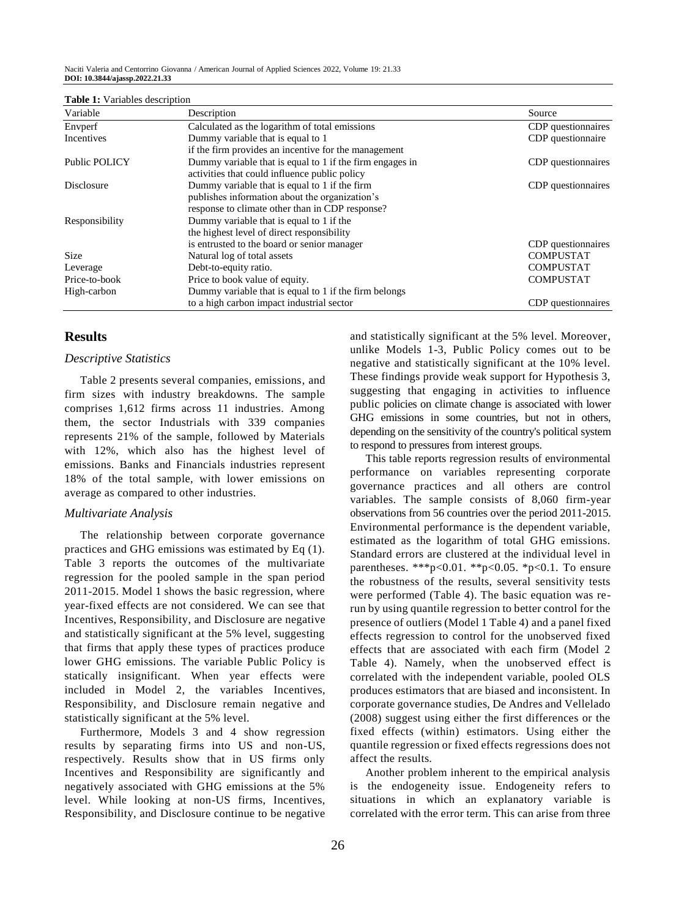**Table 1:** Variables description

| Variable | Description | Source |
|---|---|---|
| Envperf | Calculated as the logarithm of total emissions | CDP questionnaires |
| Incentives | Dummy variable that is equal to 1 if the firm provides an incentive for the management | CDP questionnaire |
| Public POLICY | Dummy variable that is equal to 1 if the firm engages in activities that could influence public policy | CDP questionnaires |
| Disclosure | Dummy variable that is equal to 1 if the firm publishes information about the organization's response to climate other than in CDP response? | CDP questionnaires |
| Responsibility | Dummy variable that is equal to 1 if the the highest level of direct responsibility is entrusted to the board or senior manager | CDP questionnaires |
| Size | Natural log of total assets | COMPUSTAT |
| Leverage | Debt-to-equity ratio. | COMPUSTAT |
| Price-to-book | Price to book value of equity. | COMPUSTAT |
| High-carbon | Dummy variable that is equal to 1 if the firm belongs to a high carbon impact industrial sector | CDP questionnaires |

## Results

### Descriptive Statistics

Table 2 presents several companies, emissions, and firm sizes with industry breakdowns. The sample comprises 1,612 firms across 11 industries. Among them, the sector Industrials with 339 companies represents 21% of the sample, followed by Materials with 12%, which also has the highest level of emissions. Banks and Financials industries represent 18% of the total sample, with lower emissions on average as compared to other industries.

### Multivariate Analysis

The relationship between corporate governance practices and GHG emissions was estimated by Eq (1). Table 3 reports the outcomes of the multivariate regression for the pooled sample in the span period 2011-2015. Model 1 shows the basic regression, where year-fixed effects are not considered. We can see that Incentives, Responsibility, and Disclosure are negative and statistically significant at the 5% level, suggesting that firms that apply these types of practices produce lower GHG emissions. The variable Public Policy is statically insignificant. When year effects were included in Model 2, the variables Incentives, Responsibility, and Disclosure remain negative and statistically significant at the 5% level.

Furthermore, Models 3 and 4 show regression results by separating firms into US and non-US, respectively. Results show that in US firms only Incentives and Responsibility are significantly and negatively associated with GHG emissions at the 5% level. While looking at non-US firms, Incentives, Responsibility, and Disclosure continue to be negative and statistically significant at the 5% level. Moreover, unlike Models 1-3, Public Policy comes out to be negative and statistically significant at the 10% level. These findings provide weak support for Hypothesis 3, suggesting that engaging in activities to influence public policies on climate change is associated with lower GHG emissions in some countries, but not in others, depending on the sensitivity of the country's political system to respond to pressures from interest groups.

This table reports regression results of environmental performance on variables representing corporate governance practices and all others are control variables. The sample consists of 8,060 firm-year observations from 56 countries over the period 2011-2015. Environmental performance is the dependent variable, estimated as the logarithm of total GHG emissions. Standard errors are clustered at the individual level in parentheses. ***$p<0.01$. **$p<0.05$. *$p<0.1$. To ensure the robustness of the results, several sensitivity tests were performed (Table 4). The basic equation was re-run by using quantile regression to better control for the presence of outliers (Model 1 Table 4) and a panel fixed effects regression to control for the unobserved fixed effects that are associated with each firm (Model 2 Table 4). Namely, when the unobserved effect is correlated with the independent variable, pooled OLS produces estimators that are biased and inconsistent. In corporate governance studies, De Andres and Vellelado (2008) suggest using either the first differences or the fixed effects (within) estimators. Using either the quantile regression or fixed effects regressions does not affect the results.

Another problem inherent to the empirical analysis is the endogeneity issue. Endogeneity refers to situations in which an explanatory variable is correlated with the error term. This can arise from three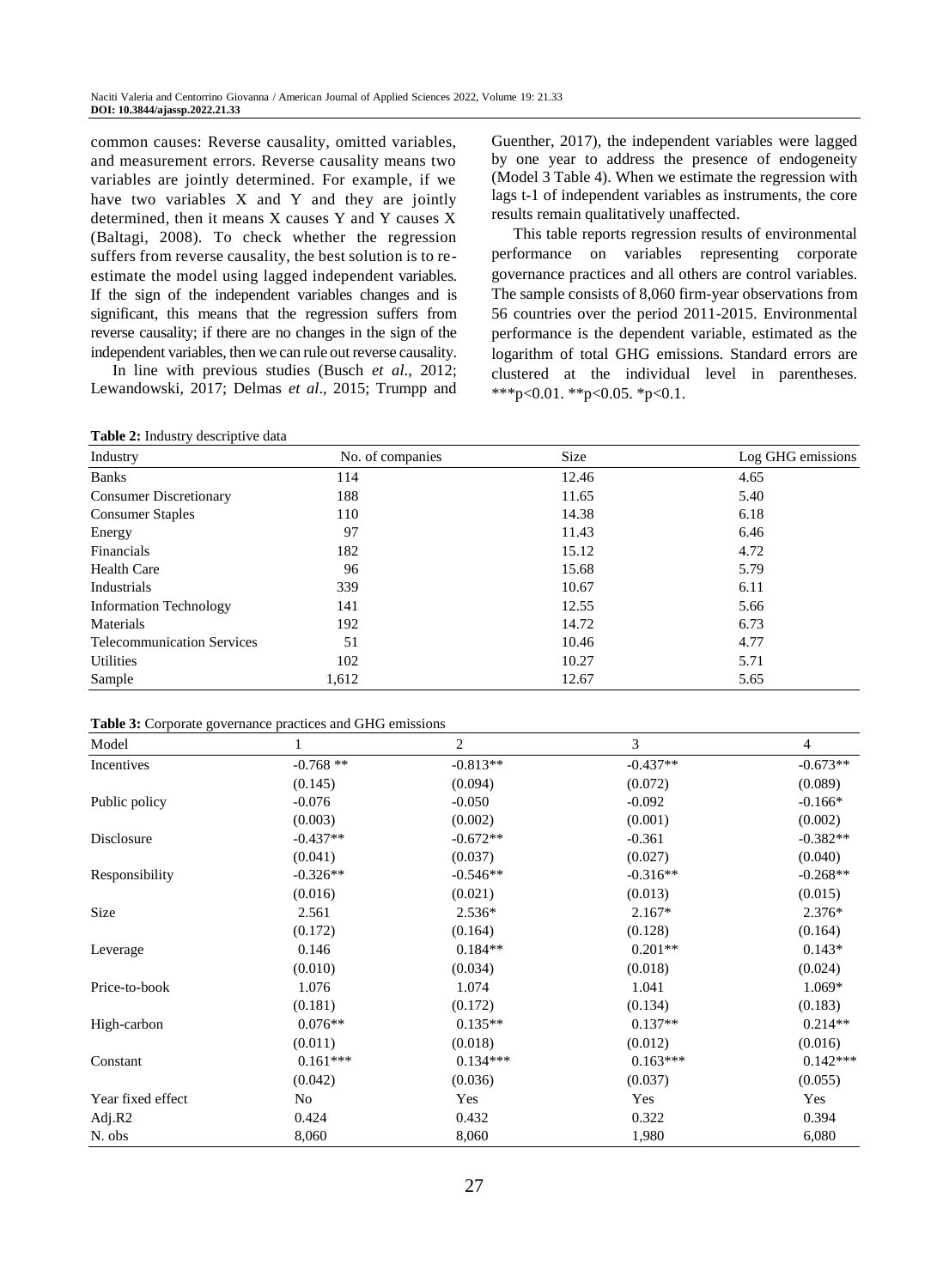common causes: Reverse causality, omitted variables, and measurement errors. Reverse causality means two variables are jointly determined. For example, if we have two variables X and Y and they are jointly determined, then it means X causes Y and Y causes X (Baltagi, 2008). To check whether the regression suffers from reverse causality, the best solution is to re-estimate the model using lagged independent variables. If the sign of the independent variables changes and is significant, this means that the regression suffers from reverse causality; if there are no changes in the sign of the independent variables, then we can rule out reverse causality.

In line with previous studies (Busch *et al*., 2012; Lewandowski, 2017; Delmas *et al*., 2015; Trumpp and Guenther, 2017), the independent variables were lagged by one year to address the presence of endogeneity (Model 3 Table 4). When we estimate the regression with lags t-1 of independent variables as instruments, the core results remain qualitatively unaffected.

This table reports regression results of environmental performance on variables representing corporate governance practices and all others are control variables. The sample consists of 8,060 firm-year observations from 56 countries over the period 2011-2015. Environmental performance is the dependent variable, estimated as the logarithm of total GHG emissions. Standard errors are clustered at the individual level in parentheses. ***p<0.01. **p<0.05. *p<0.1.

**Table 2:** Industry descriptive data

| Industry | No. of companies | Size | Log GHG emissions |
|---|---|---|---|
| Banks | 114 | 12.46 | 4.65 |
| Consumer Discretionary | 188 | 11.65 | 5.40 |
| Consumer Staples | 110 | 14.38 | 6.18 |
| Energy | 97 | 11.43 | 6.46 |
| Financials | 182 | 15.12 | 4.72 |
| Health Care | 96 | 15.68 | 5.79 |
| Industrials | 339 | 10.67 | 6.11 |
| Information Technology | 141 | 12.55 | 5.66 |
| Materials | 192 | 14.72 | 6.73 |
| Telecommunication Services | 51 | 10.46 | 4.77 |
| Utilities | 102 | 10.27 | 5.71 |
| Sample | 1,612 | 12.67 | 5.65 |

**Table 3:** Corporate governance practices and GHG emissions

| Model | 1 | 2 | 3 | 4 |
|---|---|---|---|---|
| Incentives | -0.768 ** | -0.813** | -0.437** | -0.673** |
| | (0.145) | (0.094) | (0.072) | (0.089) |
| Public policy | -0.076 | -0.050 | -0.092 | -0.166* |
| | (0.003) | (0.002) | (0.001) | (0.002) |
| Disclosure | -0.437** | -0.672** | -0.361 | -0.382** |
| | (0.041) | (0.037) | (0.027) | (0.040) |
| Responsibility | -0.326** | -0.546** | -0.316** | -0.268** |
| | (0.016) | (0.021) | (0.013) | (0.015) |
| Size | 2.561 | 2.536* | 2.167* | 2.376* |
| | (0.172) | (0.164) | (0.128) | (0.164) |
| Leverage | 0.146 | 0.184** | 0.201** | 0.143* |
| | (0.010) | (0.034) | (0.018) | (0.024) |
| Price-to-book | 1.076 | 1.074 | 1.041 | 1.069* |
| | (0.181) | (0.172) | (0.134) | (0.183) |
| High-carbon | 0.076** | 0.135** | 0.137** | 0.214** |
| | (0.011) | (0.018) | (0.012) | (0.016) |
| Constant | 0.161*** | 0.134*** | 0.163*** | 0.142*** |
| | (0.042) | (0.036) | (0.037) | (0.055) |
| Year fixed effect | No | Yes | Yes | Yes |
| Adj.R2 | 0.424 | 0.432 | 0.322 | 0.394 |
| N. obs | 8,060 | 8,060 | 1,980 | 6,080 |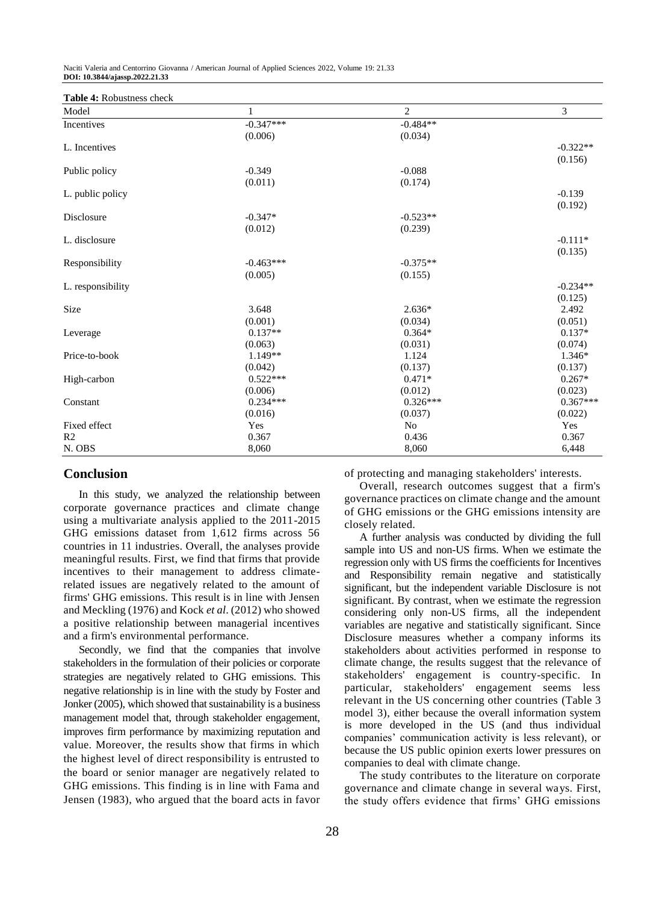**Table 4:** Robustness check

| Model | 1 | 2 | 3 |
|---|---|---|---|
| Incentives | -0.347*** | -0.484** | |
| | (0.006) | (0.034) | |
| L. Incentives | | | -0.322** |
| | | | (0.156) |
| Public policy | -0.349 | -0.088 | |
| | (0.011) | (0.174) | |
| L. public policy | | | -0.139 |
| | | | (0.192) |
| Disclosure | -0.347* | -0.523** | |
| | (0.012) | (0.239) | |
| L. disclosure | | | -0.111* |
| | | | (0.135) |
| Responsibility | -0.463*** | -0.375** | |
| | (0.005) | (0.155) | |
| L. responsibility | | | -0.234** |
| | | | (0.125) |
| Size | 3.648 | 2.636* | 2.492 |
| | (0.001) | (0.034) | (0.051) |
| Leverage | 0.137** | 0.364* | 0.137* |
| | (0.063) | (0.031) | (0.074) |
| Price-to-book | 1.149** | 1.124 | 1.346* |
| | (0.042) | (0.137) | (0.137) |
| High-carbon | 0.522*** | 0.471* | 0.267* |
| | (0.006) | (0.012) | (0.023) |
| Constant | 0.234*** | 0.326*** | 0.367*** |
| | (0.016) | (0.037) | (0.022) |
| Fixed effect | Yes | No | Yes |
| R2 | 0.367 | 0.436 | 0.367 |
| N. OBS | 8,060 | 8,060 | 6,448 |

## Conclusion

In this study, we analyzed the relationship between corporate governance practices and climate change using a multivariate analysis applied to the 2011-2015 GHG emissions dataset from 1,612 firms across 56 countries in 11 industries. Overall, the analyses provide meaningful results. First, we find that firms that provide incentives to their management to address climate-related issues are negatively related to the amount of firms' GHG emissions. This result is in line with Jensen and Meckling (1976) and Kock *et al*. (2012) who showed a positive relationship between managerial incentives and a firm's environmental performance.

Secondly, we find that the companies that involve stakeholders in the formulation of their policies or corporate strategies are negatively related to GHG emissions. This negative relationship is in line with the study by Foster and Jonker (2005), which showed that sustainability is a business management model that, through stakeholder engagement, improves firm performance by maximizing reputation and value. Moreover, the results show that firms in which the highest level of direct responsibility is entrusted to the board or senior manager are negatively related to GHG emissions. This finding is in line with Fama and Jensen (1983), who argued that the board acts in favor of protecting and managing stakeholders' interests.

Overall, research outcomes suggest that a firm's governance practices on climate change and the amount of GHG emissions or the GHG emissions intensity are closely related.

A further analysis was conducted by dividing the full sample into US and non-US firms. When we estimate the regression only with US firms the coefficients for Incentives and Responsibility remain negative and statistically significant, but the independent variable Disclosure is not significant. By contrast, when we estimate the regression considering only non-US firms, all the independent variables are negative and statistically significant. Since Disclosure measures whether a company informs its stakeholders about activities performed in response to climate change, the results suggest that the relevance of stakeholders' engagement is country-specific. In particular, stakeholders' engagement seems less relevant in the US concerning other countries (Table 3 model 3), either because the overall information system is more developed in the US (and thus individual companies' communication activity is less relevant), or because the US public opinion exerts lower pressures on companies to deal with climate change.

The study contributes to the literature on corporate governance and climate change in several ways. First, the study offers evidence that firms' GHG emissions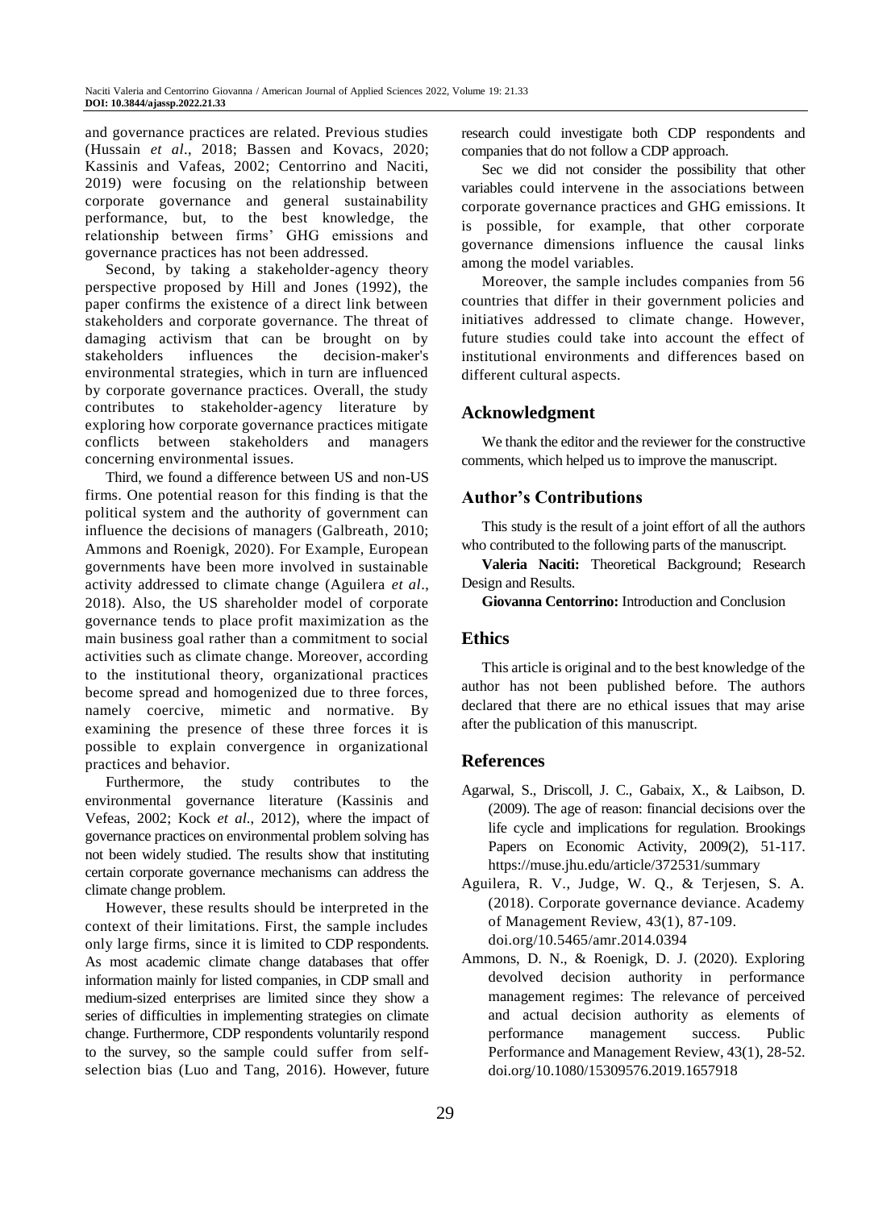and governance practices are related. Previous studies (Hussain *et al*., 2018; Bassen and Kovacs, 2020; Kassinis and Vafeas, 2002; Centorrino and Naciti, 2019) were focusing on the relationship between corporate governance and general sustainability performance, but, to the best knowledge, the relationship between firms' GHG emissions and governance practices has not been addressed.

Second, by taking a stakeholder-agency theory perspective proposed by Hill and Jones (1992), the paper confirms the existence of a direct link between stakeholders and corporate governance. The threat of damaging activism that can be brought on by stakeholders influences the decision-maker's environmental strategies, which in turn are influenced by corporate governance practices. Overall, the study contributes to stakeholder-agency literature by exploring how corporate governance practices mitigate conflicts between stakeholders and managers concerning environmental issues.

Third, we found a difference between US and non-US firms. One potential reason for this finding is that the political system and the authority of government can influence the decisions of managers (Galbreath, 2010; Ammons and Roenigk, 2020). For Example, European governments have been more involved in sustainable activity addressed to climate change (Aguilera *et al*., 2018). Also, the US shareholder model of corporate governance tends to place profit maximization as the main business goal rather than a commitment to social activities such as climate change. Moreover, according to the institutional theory, organizational practices become spread and homogenized due to three forces, namely coercive, mimetic and normative. By examining the presence of these three forces it is possible to explain convergence in organizational practices and behavior.

Furthermore, the study contributes to the environmental governance literature (Kassinis and Vefeas, 2002; Kock *et al*., 2012), where the impact of governance practices on environmental problem solving has not been widely studied. The results show that instituting certain corporate governance mechanisms can address the climate change problem.

However, these results should be interpreted in the context of their limitations. First, the sample includes only large firms, since it is limited to CDP respondents. As most academic climate change databases that offer information mainly for listed companies, in CDP small and medium-sized enterprises are limited since they show a series of difficulties in implementing strategies on climate change. Furthermore, CDP respondents voluntarily respond to the survey, so the sample could suffer from self-selection bias (Luo and Tang, 2016). However, future research could investigate both CDP respondents and companies that do not follow a CDP approach.

Sec we did not consider the possibility that other variables could intervene in the associations between corporate governance practices and GHG emissions. It is possible, for example, that other corporate governance dimensions influence the causal links among the model variables.

Moreover, the sample includes companies from 56 countries that differ in their government policies and initiatives addressed to climate change. However, future studies could take into account the effect of institutional environments and differences based on different cultural aspects.

## Acknowledgment

We thank the editor and the reviewer for the constructive comments, which helped us to improve the manuscript.

## Author's Contributions

This study is the result of a joint effort of all the authors who contributed to the following parts of the manuscript.

**Valeria Naciti:** Theoretical Background; Research Design and Results.

**Giovanna Centorrino:** Introduction and Conclusion

## Ethics

This article is original and to the best knowledge of the author has not been published before. The authors declared that there are no ethical issues that may arise after the publication of this manuscript.

## References

Agarwal, S., Driscoll, J. C., Gabaix, X., & Laibson, D. (2009). The age of reason: financial decisions over the life cycle and implications for regulation. Brookings Papers on Economic Activity, 2009(2), 51-117. https://muse.jhu.edu/article/372531/summary

Aguilera, R. V., Judge, W. Q., & Terjesen, S. A. (2018). Corporate governance deviance. Academy of Management Review, 43(1), 87-109. doi.org/10.5465/amr.2014.0394

Ammons, D. N., & Roenigk, D. J. (2020). Exploring devolved decision authority in performance management regimes: The relevance of perceived and actual decision authority as elements of performance management success. Public Performance and Management Review, 43(1), 28-52. doi.org/10.1080/15309576.2019.1657918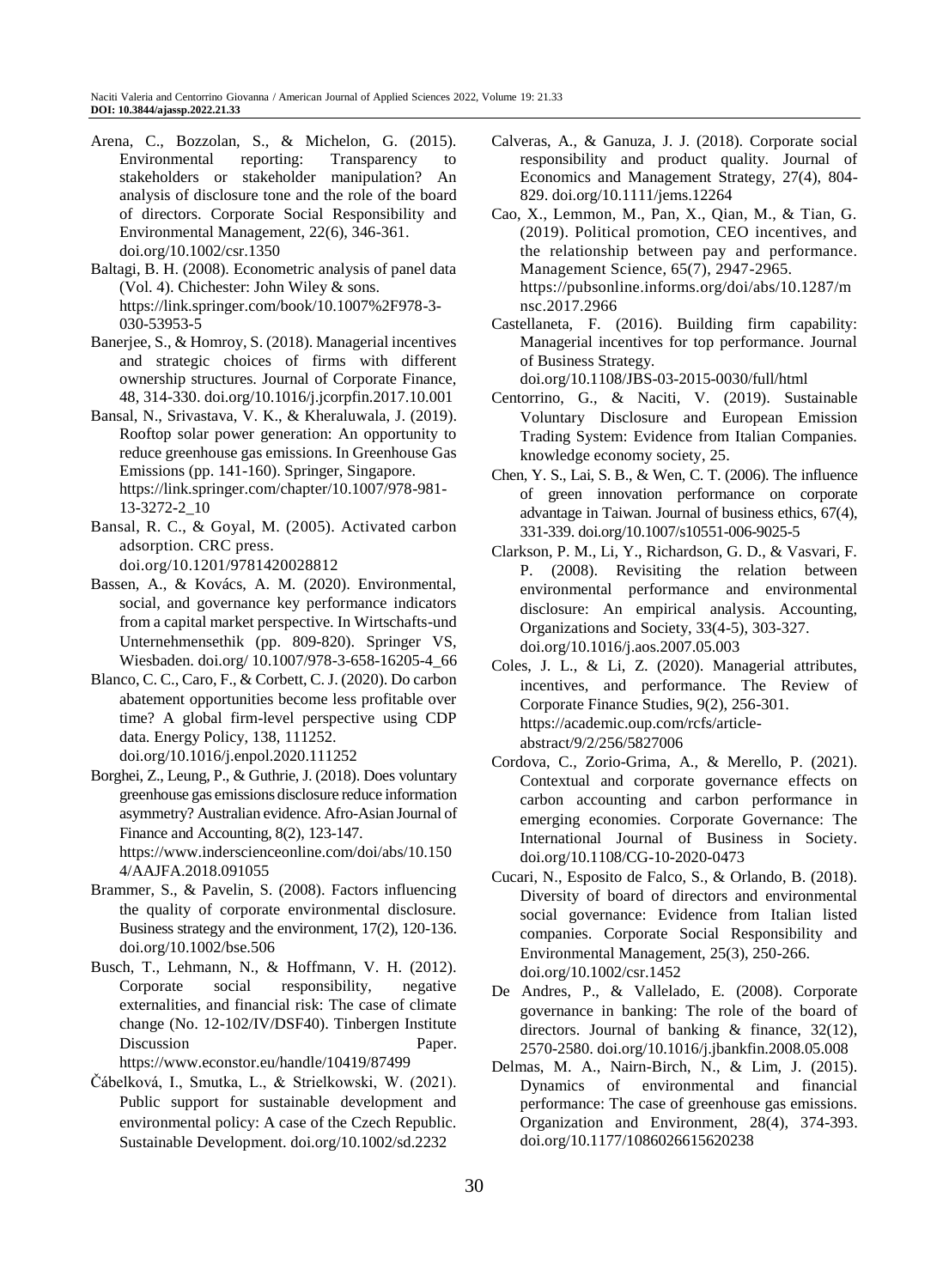Arena, C., Bozzolan, S., & Michelon, G. (2015). Environmental reporting: Transparency to stakeholders or stakeholder manipulation? An analysis of disclosure tone and the role of the board of directors. Corporate Social Responsibility and Environmental Management, 22(6), 346-361. doi.org/10.1002/csr.1350

Baltagi, B. H. (2008). Econometric analysis of panel data (Vol. 4). Chichester: John Wiley & sons. https://link.springer.com/book/10.1007%2F978-3-030-53953-5

Banerjee, S., & Homroy, S. (2018). Managerial incentives and strategic choices of firms with different ownership structures. Journal of Corporate Finance, 48, 314-330. doi.org/10.1016/j.jcorpfin.2017.10.001

Bansal, N., Srivastava, V. K., & Kheraluwala, J. (2019). Rooftop solar power generation: An opportunity to reduce greenhouse gas emissions. In Greenhouse Gas Emissions (pp. 141-160). Springer, Singapore. https://link.springer.com/chapter/10.1007/978-981-13-3272-2_10

Bansal, R. C., & Goyal, M. (2005). Activated carbon adsorption. CRC press. doi.org/10.1201/9781420028812

Bassen, A., & Kovács, A. M. (2020). Environmental, social, and governance key performance indicators from a capital market perspective. In Wirtschafts-und Unternehmensethik (pp. 809-820). Springer VS, Wiesbaden. doi.org/ 10.1007/978-3-658-16205-4_66

Blanco, C. C., Caro, F., & Corbett, C. J. (2020). Do carbon abatement opportunities become less profitable over time? A global firm-level perspective using CDP data. Energy Policy, 138, 111252. doi.org/10.1016/j.enpol.2020.111252

Borghei, Z., Leung, P., & Guthrie, J. (2018). Does voluntary greenhouse gas emissions disclosure reduce information asymmetry? Australian evidence. Afro-Asian Journal of Finance and Accounting, 8(2), 123-147. https://www.inderscienceonline.com/doi/abs/10.1504/AAJFA.2018.091055

Brammer, S., & Pavelin, S. (2008). Factors influencing the quality of corporate environmental disclosure. Business strategy and the environment, 17(2), 120-136. doi.org/10.1002/bse.506

Busch, T., Lehmann, N., & Hoffmann, V. H. (2012). Corporate social responsibility, negative externalities, and financial risk: The case of climate change (No. 12-102/IV/DSF40). Tinbergen Institute Discussion Paper. https://www.econstor.eu/handle/10419/87499

Čábelková, I., Smutka, L., & Strielkowski, W. (2021). Public support for sustainable development and environmental policy: A case of the Czech Republic. Sustainable Development. doi.org/10.1002/sd.2232

Calveras, A., & Ganuza, J. J. (2018). Corporate social responsibility and product quality. Journal of Economics and Management Strategy, 27(4), 804-829. doi.org/10.1111/jems.12264

Cao, X., Lemmon, M., Pan, X., Qian, M., & Tian, G. (2019). Political promotion, CEO incentives, and the relationship between pay and performance. Management Science, 65(7), 2947-2965. https://pubsonline.informs.org/doi/abs/10.1287/mnsc.2017.2966

Castellaneta, F. (2016). Building firm capability: Managerial incentives for top performance. Journal of Business Strategy. doi.org/10.1108/JBS-03-2015-0030/full/html

Centorrino, G., & Naciti, V. (2019). Sustainable Voluntary Disclosure and European Emission Trading System: Evidence from Italian Companies. knowledge economy society, 25.

Chen, Y. S., Lai, S. B., & Wen, C. T. (2006). The influence of green innovation performance on corporate advantage in Taiwan. Journal of business ethics, 67(4), 331-339. doi.org/10.1007/s10551-006-9025-5

Clarkson, P. M., Li, Y., Richardson, G. D., & Vasvari, F. P. (2008). Revisiting the relation between environmental performance and environmental disclosure: An empirical analysis. Accounting, Organizations and Society, 33(4-5), 303-327. doi.org/10.1016/j.aos.2007.05.003

Coles, J. L., & Li, Z. (2020). Managerial attributes, incentives, and performance. The Review of Corporate Finance Studies, 9(2), 256-301. https://academic.oup.com/rcfs/article-abstract/9/2/256/5827006

Cordova, C., Zorio-Grima, A., & Merello, P. (2021). Contextual and corporate governance effects on carbon accounting and carbon performance in emerging economies. Corporate Governance: The International Journal of Business in Society. doi.org/10.1108/CG-10-2020-0473

Cucari, N., Esposito de Falco, S., & Orlando, B. (2018). Diversity of board of directors and environmental social governance: Evidence from Italian listed companies. Corporate Social Responsibility and Environmental Management, 25(3), 250-266. doi.org/10.1002/csr.1452

De Andres, P., & Vallelado, E. (2008). Corporate governance in banking: The role of the board of directors. Journal of banking & finance, 32(12), 2570-2580. doi.org/10.1016/j.jbankfin.2008.05.008

Delmas, M. A., Nairn-Birch, N., & Lim, J. (2015). Dynamics of environmental and financial performance: The case of greenhouse gas emissions. Organization and Environment, 28(4), 374-393. doi.org/10.1177/1086026615620238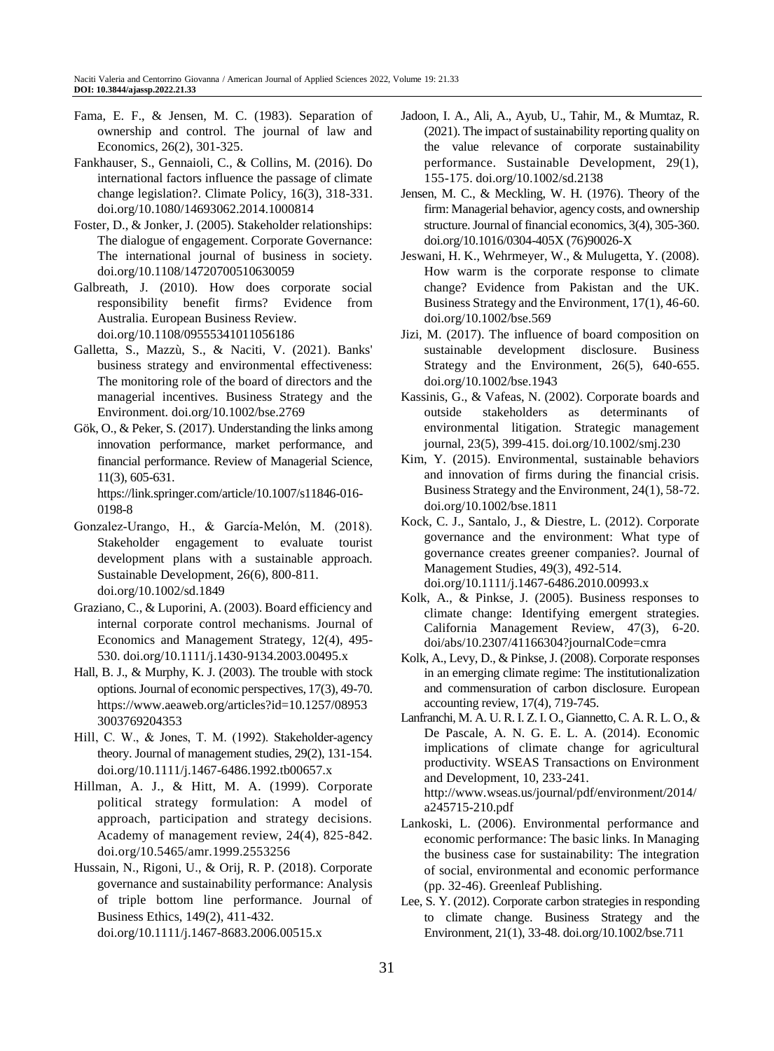Fama, E. F., & Jensen, M. C. (1983). Separation of ownership and control. The journal of law and Economics, 26(2), 301-325.

Fankhauser, S., Gennaioli, C., & Collins, M. (2016). Do international factors influence the passage of climate change legislation?. Climate Policy, 16(3), 318-331. doi.org/10.1080/14693062.2014.1000814

Foster, D., & Jonker, J. (2005). Stakeholder relationships: The dialogue of engagement. Corporate Governance: The international journal of business in society. doi.org/10.1108/14720700510630059

Galbreath, J. (2010). How does corporate social responsibility benefit firms? Evidence from Australia. European Business Review. doi.org/10.1108/09555341011056186

Galletta, S., Mazzù, S., & Naciti, V. (2021). Banks' business strategy and environmental effectiveness: The monitoring role of the board of directors and the managerial incentives. Business Strategy and the Environment. doi.org/10.1002/bse.2769

Gök, O., & Peker, S. (2017). Understanding the links among innovation performance, market performance, and financial performance. Review of Managerial Science, 11(3), 605-631. https://link.springer.com/article/10.1007/s11846-016-0198-8

Gonzalez-Urango, H., & García-Melón, M. (2018). Stakeholder engagement to evaluate tourist development plans with a sustainable approach. Sustainable Development, 26(6), 800-811. doi.org/10.1002/sd.1849

Graziano, C., & Luporini, A. (2003). Board efficiency and internal corporate control mechanisms. Journal of Economics and Management Strategy, 12(4), 495-530. doi.org/10.1111/j.1430-9134.2003.00495.x

Hall, B. J., & Murphy, K. J. (2003). The trouble with stock options. Journal of economic perspectives, 17(3), 49-70. https://www.aeaweb.org/articles?id=10.1257/089533003769204353

Hill, C. W., & Jones, T. M. (1992). Stakeholder-agency theory. Journal of management studies, 29(2), 131-154. doi.org/10.1111/j.1467-6486.1992.tb00657.x

Hillman, A. J., & Hitt, M. A. (1999). Corporate political strategy formulation: A model of approach, participation and strategy decisions. Academy of management review, 24(4), 825-842. doi.org/10.5465/amr.1999.2553256

Hussain, N., Rigoni, U., & Orij, R. P. (2018). Corporate governance and sustainability performance: Analysis of triple bottom line performance. Journal of Business Ethics, 149(2), 411-432. doi.org/10.1111/j.1467-8683.2006.00515.x

Jadoon, I. A., Ali, A., Ayub, U., Tahir, M., & Mumtaz, R. (2021). The impact of sustainability reporting quality on the value relevance of corporate sustainability performance. Sustainable Development, 29(1), 155-175. doi.org/10.1002/sd.2138

Jensen, M. C., & Meckling, W. H. (1976). Theory of the firm: Managerial behavior, agency costs, and ownership structure. Journal of financial economics, 3(4), 305-360. doi.org/10.1016/0304-405X (76)90026-X

Jeswani, H. K., Wehrmeyer, W., & Mulugetta, Y. (2008). How warm is the corporate response to climate change? Evidence from Pakistan and the UK. Business Strategy and the Environment, 17(1), 46-60. doi.org/10.1002/bse.569

Jizi, M. (2017). The influence of board composition on sustainable development disclosure. Business Strategy and the Environment, 26(5), 640-655. doi.org/10.1002/bse.1943

Kassinis, G., & Vafeas, N. (2002). Corporate boards and outside stakeholders as determinants of environmental litigation. Strategic management journal, 23(5), 399-415. doi.org/10.1002/smj.230

Kim, Y. (2015). Environmental, sustainable behaviors and innovation of firms during the financial crisis. Business Strategy and the Environment, 24(1), 58-72. doi.org/10.1002/bse.1811

Kock, C. J., Santalo, J., & Diestre, L. (2012). Corporate governance and the environment: What type of governance creates greener companies?. Journal of Management Studies, 49(3), 492-514. doi.org/10.1111/j.1467-6486.2010.00993.x

Kolk, A., & Pinkse, J. (2005). Business responses to climate change: Identifying emergent strategies. California Management Review, 47(3), 6-20. doi/abs/10.2307/41166304?journalCode=cmra

Kolk, A., Levy, D., & Pinkse, J. (2008). Corporate responses in an emerging climate regime: The institutionalization and commensuration of carbon disclosure. European accounting review, 17(4), 719-745.

Lanfranchi, M. A. U. R. I. Z. I. O., Giannetto, C. A. R. L. O., & De Pascale, A. N. G. E. L. A. (2014). Economic implications of climate change for agricultural productivity. WSEAS Transactions on Environment and Development, 10, 233-241. http://www.wseas.us/journal/pdf/environment/2014/a245715-210.pdf

Lankoski, L. (2006). Environmental performance and economic performance: The basic links. In Managing the business case for sustainability: The integration of social, environmental and economic performance (pp. 32-46). Greenleaf Publishing.

Lee, S. Y. (2012). Corporate carbon strategies in responding to climate change. Business Strategy and the Environment, 21(1), 33-48. doi.org/10.1002/bse.711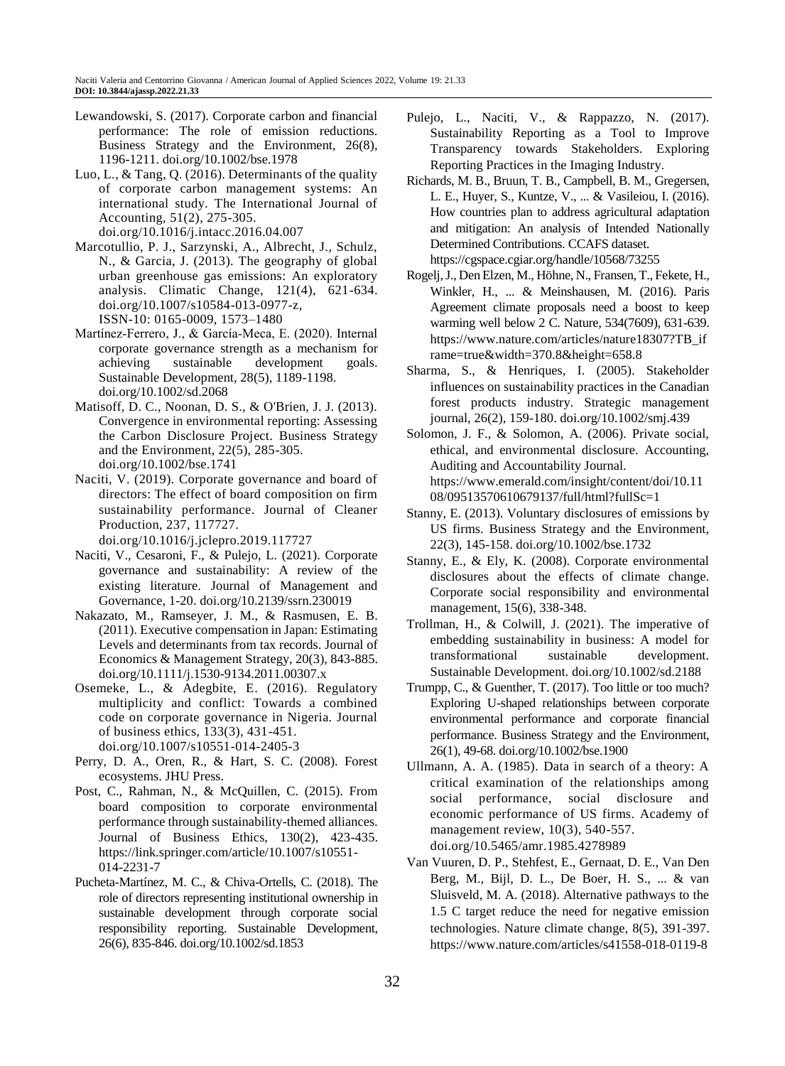Lewandowski, S. (2017). Corporate carbon and financial performance: The role of emission reductions. Business Strategy and the Environment, 26(8), 1196-1211. doi.org/10.1002/bse.1978

Luo, L., & Tang, Q. (2016). Determinants of the quality of corporate carbon management systems: An international study. The International Journal of Accounting, 51(2), 275-305. doi.org/10.1016/j.intacc.2016.04.007

Marcotullio, P. J., Sarzynski, A., Albrecht, J., Schulz, N., & Garcia, J. (2013). The geography of global urban greenhouse gas emissions: An exploratory analysis. Climatic Change, 121(4), 621-634. doi.org/10.1007/s10584-013-0977-z, ISSN-10: 0165-0009, 1573–1480

Martínez-Ferrero, J., & García-Meca, E. (2020). Internal corporate governance strength as a mechanism for achieving sustainable development goals. Sustainable Development, 28(5), 1189-1198. doi.org/10.1002/sd.2068

Matisoff, D. C., Noonan, D. S., & O'Brien, J. J. (2013). Convergence in environmental reporting: Assessing the Carbon Disclosure Project. Business Strategy and the Environment, 22(5), 285-305. doi.org/10.1002/bse.1741

Naciti, V. (2019). Corporate governance and board of directors: The effect of board composition on firm sustainability performance. Journal of Cleaner Production, 237, 117727. doi.org/10.1016/j.jclepro.2019.117727

Naciti, V., Cesaroni, F., & Pulejo, L. (2021). Corporate governance and sustainability: A review of the existing literature. Journal of Management and Governance, 1-20. doi.org/10.2139/ssrn.230019

Nakazato, M., Ramseyer, J. M., & Rasmusen, E. B. (2011). Executive compensation in Japan: Estimating Levels and determinants from tax records. Journal of Economics & Management Strategy, 20(3), 843-885. doi.org/10.1111/j.1530-9134.2011.00307.x

Osemeke, L., & Adegbite, E. (2016). Regulatory multiplicity and conflict: Towards a combined code on corporate governance in Nigeria. Journal of business ethics, 133(3), 431-451. doi.org/10.1007/s10551-014-2405-3

Perry, D. A., Oren, R., & Hart, S. C. (2008). Forest ecosystems. JHU Press.

Post, C., Rahman, N., & McQuillen, C. (2015). From board composition to corporate environmental performance through sustainability-themed alliances. Journal of Business Ethics, 130(2), 423-435. https://link.springer.com/article/10.1007/s10551-014-2231-7

Pucheta-Martínez, M. C., & Chiva-Ortells, C. (2018). The role of directors representing institutional ownership in sustainable development through corporate social responsibility reporting. Sustainable Development, 26(6), 835-846. doi.org/10.1002/sd.1853

Pulejo, L., Naciti, V., & Rappazzo, N. (2017). Sustainability Reporting as a Tool to Improve Transparency towards Stakeholders. Exploring Reporting Practices in the Imaging Industry.

Richards, M. B., Bruun, T. B., Campbell, B. M., Gregersen, L. E., Huyer, S., Kuntze, V., ... & Vasileiou, I. (2016). How countries plan to address agricultural adaptation and mitigation: An analysis of Intended Nationally Determined Contributions. CCAFS dataset. https://cgspace.cgiar.org/handle/10568/73255

Rogelj, J., Den Elzen, M., Höhne, N., Fransen, T., Fekete, H., Winkler, H., ... & Meinshausen, M. (2016). Paris Agreement climate proposals need a boost to keep warming well below 2 C. Nature, 534(7609), 631-639. https://www.nature.com/articles/nature18307?TB_iframe=true&width=370.8&height=658.8

Sharma, S., & Henriques, I. (2005). Stakeholder influences on sustainability practices in the Canadian forest products industry. Strategic management journal, 26(2), 159-180. doi.org/10.1002/smj.439

Solomon, J. F., & Solomon, A. (2006). Private social, ethical, and environmental disclosure. Accounting, Auditing and Accountability Journal. https://www.emerald.com/insight/content/doi/10.1108/09513570610679137/full/html?fullSc=1

Stanny, E. (2013). Voluntary disclosures of emissions by US firms. Business Strategy and the Environment, 22(3), 145-158. doi.org/10.1002/bse.1732

Stanny, E., & Ely, K. (2008). Corporate environmental disclosures about the effects of climate change. Corporate social responsibility and environmental management, 15(6), 338-348.

Trollman, H., & Colwill, J. (2021). The imperative of embedding sustainability in business: A model for transformational sustainable development. Sustainable Development. doi.org/10.1002/sd.2188

Trumpp, C., & Guenther, T. (2017). Too little or too much? Exploring U-shaped relationships between corporate environmental performance and corporate financial performance. Business Strategy and the Environment, 26(1), 49-68. doi.org/10.1002/bse.1900

Ullmann, A. A. (1985). Data in search of a theory: A critical examination of the relationships among social performance, social disclosure and economic performance of US firms. Academy of management review, 10(3), 540-557. doi.org/10.5465/amr.1985.4278989

Van Vuuren, D. P., Stehfest, E., Gernaat, D. E., Van Den Berg, M., Bijl, D. L., De Boer, H. S., ... & van Sluisveld, M. A. (2018). Alternative pathways to the 1.5 C target reduce the need for negative emission technologies. Nature climate change, 8(5), 391-397. https://www.nature.com/articles/s41558-018-0119-8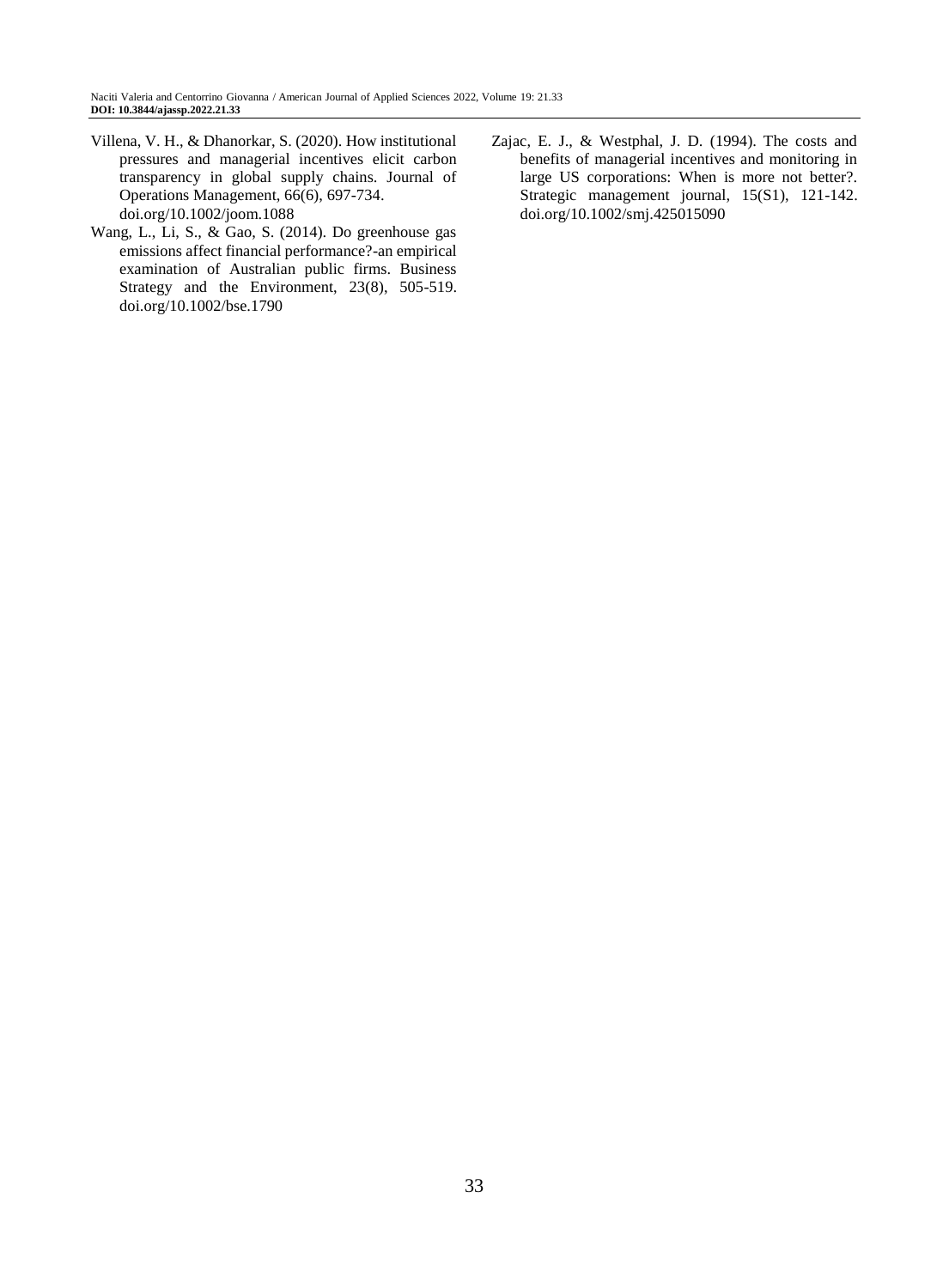Villena, V. H., & Dhanorkar, S. (2020). How institutional pressures and managerial incentives elicit carbon transparency in global supply chains. Journal of Operations Management, 66(6), 697-734. doi.org/10.1002/joom.1088

Wang, L., Li, S., & Gao, S. (2014). Do greenhouse gas emissions affect financial performance?-an empirical examination of Australian public firms. Business Strategy and the Environment, 23(8), 505-519. doi.org/10.1002/bse.1790

Zajac, E. J., & Westphal, J. D. (1994). The costs and benefits of managerial incentives and monitoring in large US corporations: When is more not better?. Strategic management journal, 15(S1), 121-142. doi.org/10.1002/smj.425015090